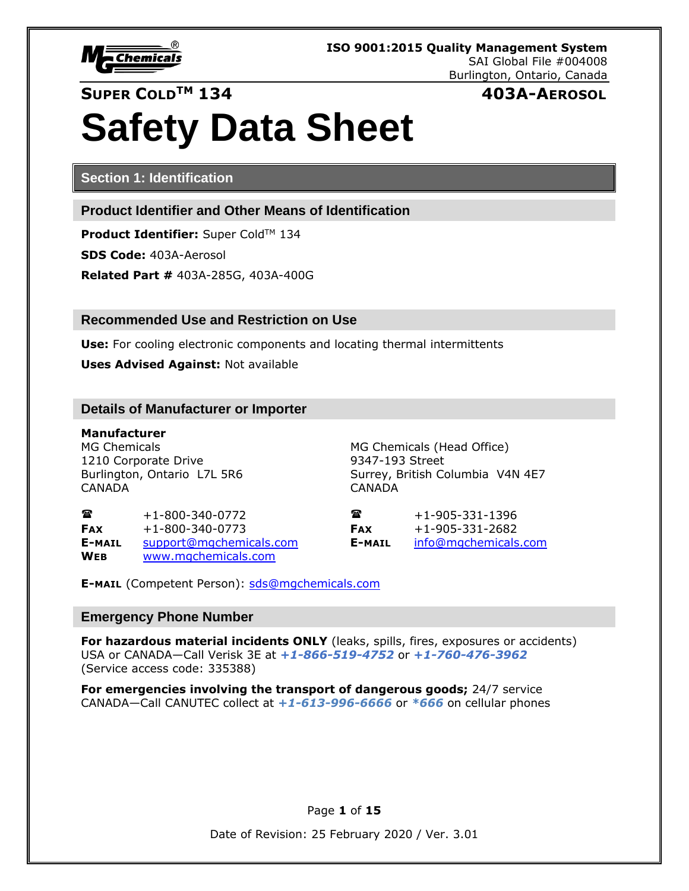ISO 9001:2015 Quality Management System
SAI Global File #004008
Burlington, Ontario, Canada

**SUPER COLD™ 134** **403A-AEROSOL**

# Safety Data Sheet

## Section 1: Identification

### Product Identifier and Other Means of Identification

**Product Identifier:** Super Cold™ 134

**SDS Code:** 403A-Aerosol

**Related Part #** 403A-285G, 403A-400G

### Recommended Use and Restriction on Use

**Use:** For cooling electronic components and locating thermal intermittents

**Uses Advised Against:** Not available

### Details of Manufacturer or Importer

**Manufacturer**
MG Chemicals
1210 Corporate Drive
Burlington, Ontario L7L 5R6
CANADA

☎ +1-800-340-0772
**FAX** +1-800-340-0773
**E-MAIL** support@mgchemicals.com
**WEB** www.mgchemicals.com

MG Chemicals (Head Office)
9347-193 Street
Surrey, British Columbia V4N 4E7
CANADA

☎ +1-905-331-1396
**FAX** +1-905-331-2682
**E-MAIL** info@mgchemicals.com

**E-MAIL** (Competent Person): sds@mgchemicals.com

### Emergency Phone Number

**For hazardous material incidents ONLY** (leaks, spills, fires, exposures or accidents)
USA or CANADA—Call Verisk 3E at ***+1-866-519-4752*** or ***+1-760-476-3962***
(Service access code: 335388)

**For emergencies involving the transport of dangerous goods;** 24/7 service
CANADA—Call CANUTEC collect at ***+1-613-996-6666*** or ***\*666*** on cellular phones

Date of Revision: 25 February 2020 / Ver. 3.01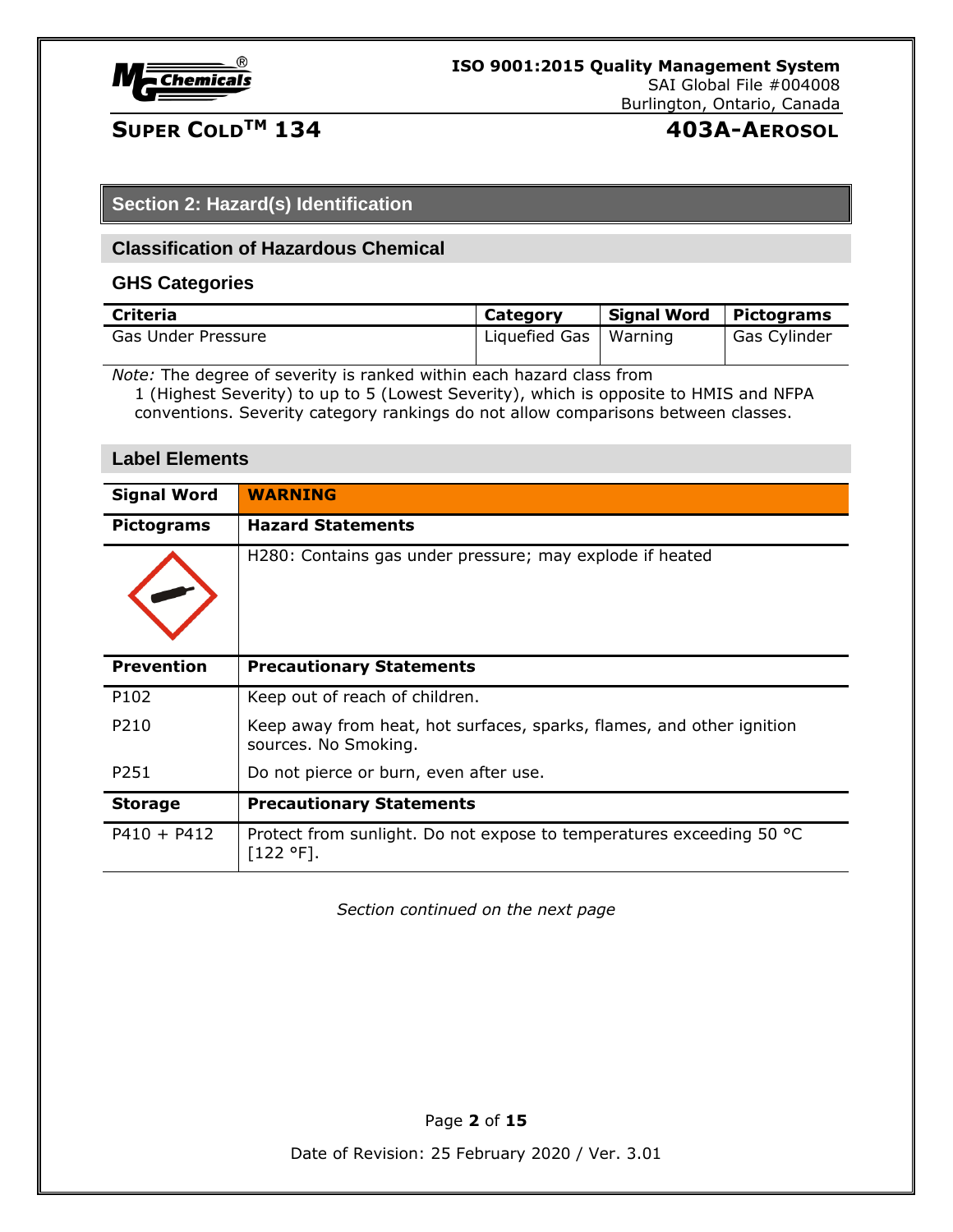## Section 2: Hazard(s) Identification

### Classification of Hazardous Chemical

#### GHS Categories

| Criteria | Category | Signal Word | Pictograms |
|---|---|---|---|
| Gas Under Pressure | Liquefied Gas | Warning | Gas Cylinder |

*Note:* The degree of severity is ranked within each hazard class from 1 (Highest Severity) to up to 5 (Lowest Severity), which is opposite to HMIS and NFPA conventions. Severity category rankings do not allow comparisons between classes.

### Label Elements

| Signal Word | WARNING |
|---|---|
| **Pictograms** | **Hazard Statements** |
| | H280: Contains gas under pressure; may explode if heated |
| **Prevention** | **Precautionary Statements** |
| P102 | Keep out of reach of children. |
| P210 | Keep away from heat, hot surfaces, sparks, flames, and other ignition sources. No Smoking. |
| P251 | Do not pierce or burn, even after use. |
| **Storage** | **Precautionary Statements** |
| P410 + P412 | Protect from sunlight. Do not expose to temperatures exceeding 50 °C [122 °F]. |

*Section continued on the next page*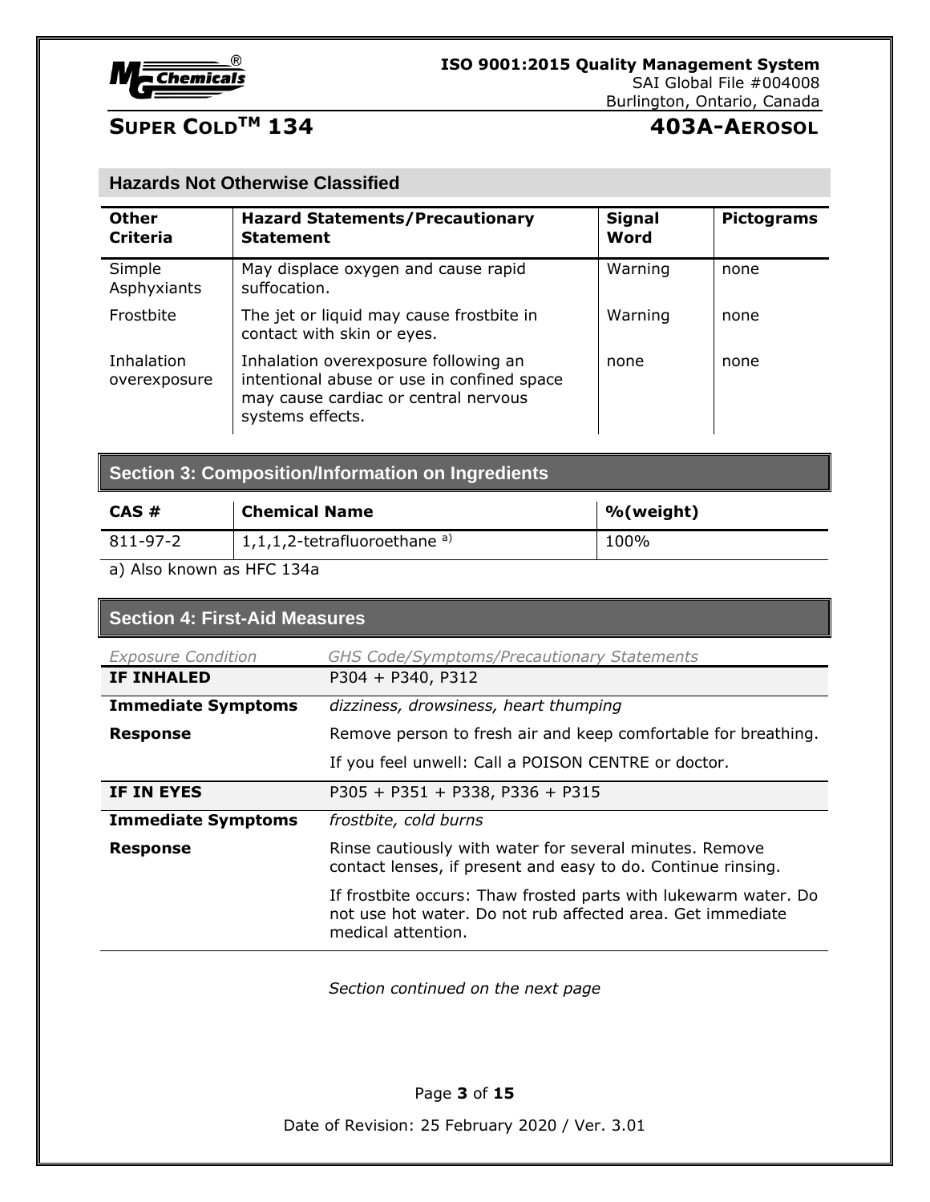### Hazards Not Otherwise Classified

| Other Criteria | Hazard Statements/Precautionary Statement | Signal Word | Pictograms |
|---|---|---|---|
| Simple Asphyxiants | May displace oxygen and cause rapid suffocation. | Warning | none |
| Frostbite | The jet or liquid may cause frostbite in contact with skin or eyes. | Warning | none |
| Inhalation overexposure | Inhalation overexposure following an intentional abuse or use in confined space may cause cardiac or central nervous systems effects. | none | none |

## Section 3: Composition/Information on Ingredients

| CAS # | Chemical Name | %(weight) |
|---|---|---|
| 811-97-2 | 1,1,1,2-tetrafluoroethane [a)] | 100% |

a) Also known as HFC 134a

## Section 4: First-Aid Measures

| *Exposure Condition* | *GHS Code/Symptoms/Precautionary Statements* |
|---|---|
| **IF INHALED** | P304 + P340, P312 |
| **Immediate Symptoms** | *dizziness, drowsiness, heart thumping* |
| **Response** | Remove person to fresh air and keep comfortable for breathing. |
| | If you feel unwell: Call a POISON CENTRE or doctor. |
| **IF IN EYES** | P305 + P351 + P338, P336 + P315 |
| **Immediate Symptoms** | *frostbite, cold burns* |
| **Response** | Rinse cautiously with water for several minutes. Remove contact lenses, if present and easy to do. Continue rinsing. |
| | If frostbite occurs: Thaw frosted parts with lukewarm water. Do not use hot water. Do not rub affected area. Get immediate medical attention. |

*Section continued on the next page*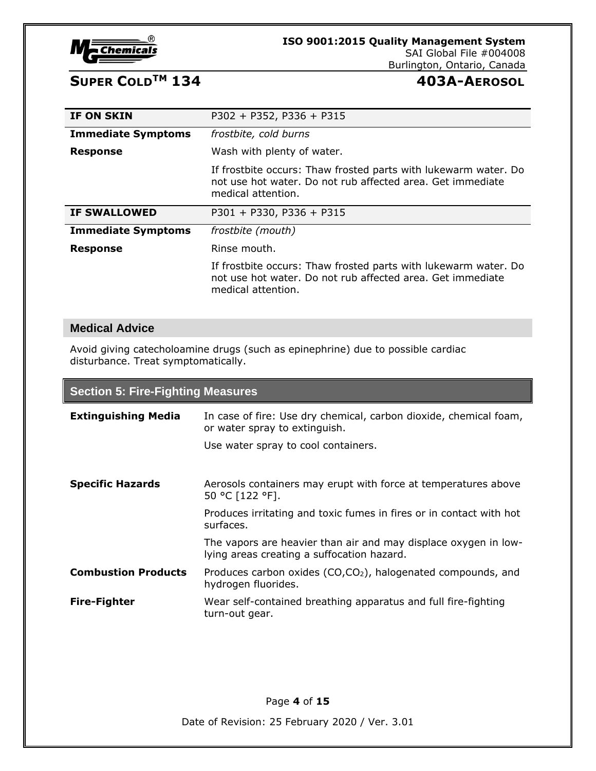| IF ON SKIN | P302 + P352, P336 + P315 |
|---|---|
| **Immediate Symptoms** | *frostbite, cold burns* |
| **Response** | Wash with plenty of water. |
| | If frostbite occurs: Thaw frosted parts with lukewarm water. Do not use hot water. Do not rub affected area. Get immediate medical attention. |

| IF SWALLOWED | P301 + P330, P336 + P315 |
|---|---|
| **Immediate Symptoms** | *frostbite (mouth)* |
| **Response** | Rinse mouth. |
| | If frostbite occurs: Thaw frosted parts with lukewarm water. Do not use hot water. Do not rub affected area. Get immediate medical attention. |

### Medical Advice

Avoid giving catecholoamine drugs (such as epinephrine) due to possible cardiac disturbance. Treat symptomatically.

## Section 5: Fire-Fighting Measures

| | |
|---|---|
| **Extinguishing Media** | In case of fire: Use dry chemical, carbon dioxide, chemical foam, or water spray to extinguish. |
| | Use water spray to cool containers. |
| **Specific Hazards** | Aerosols containers may erupt with force at temperatures above 50 °C [122 °F]. |
| | Produces irritating and toxic fumes in fires or in contact with hot surfaces. |
| | The vapors are heavier than air and may displace oxygen in low-lying areas creating a suffocation hazard. |
| **Combustion Products** | Produces carbon oxides ($CO$,$CO_2$), halogenated compounds, and hydrogen fluorides. |
| **Fire-Fighter** | Wear self-contained breathing apparatus and full fire-fighting turn-out gear. |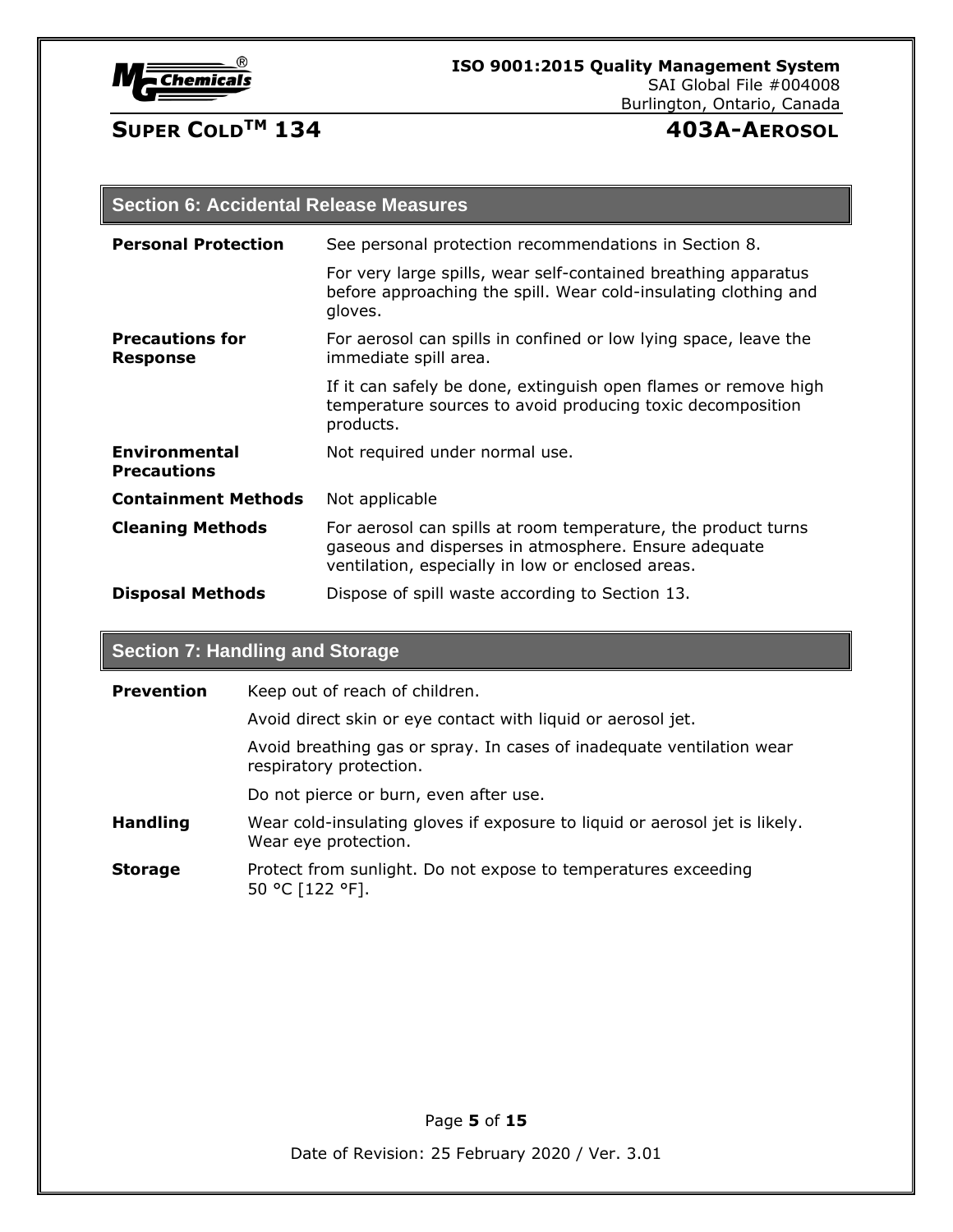## Section 6: Accidental Release Measures

| | |
|---|---|
| **Personal Protection** | See personal protection recommendations in Section 8. |
| | For very large spills, wear self-contained breathing apparatus before approaching the spill. Wear cold-insulating clothing and gloves. |
| **Precautions for Response** | For aerosol can spills in confined or low lying space, leave the immediate spill area. |
| | If it can safely be done, extinguish open flames or remove high temperature sources to avoid producing toxic decomposition products. |
| **Environmental Precautions** | Not required under normal use. |
| **Containment Methods** | Not applicable |
| **Cleaning Methods** | For aerosol can spills at room temperature, the product turns gaseous and disperses in atmosphere. Ensure adequate ventilation, especially in low or enclosed areas. |
| **Disposal Methods** | Dispose of spill waste according to Section 13. |

## Section 7: Handling and Storage

| | |
|---|---|
| **Prevention** | Keep out of reach of children. |
| | Avoid direct skin or eye contact with liquid or aerosol jet. |
| | Avoid breathing gas or spray. In cases of inadequate ventilation wear respiratory protection. |
| | Do not pierce or burn, even after use. |
| **Handling** | Wear cold-insulating gloves if exposure to liquid or aerosol jet is likely. Wear eye protection. |
| **Storage** | Protect from sunlight. Do not expose to temperatures exceeding 50 °C [122 °F]. |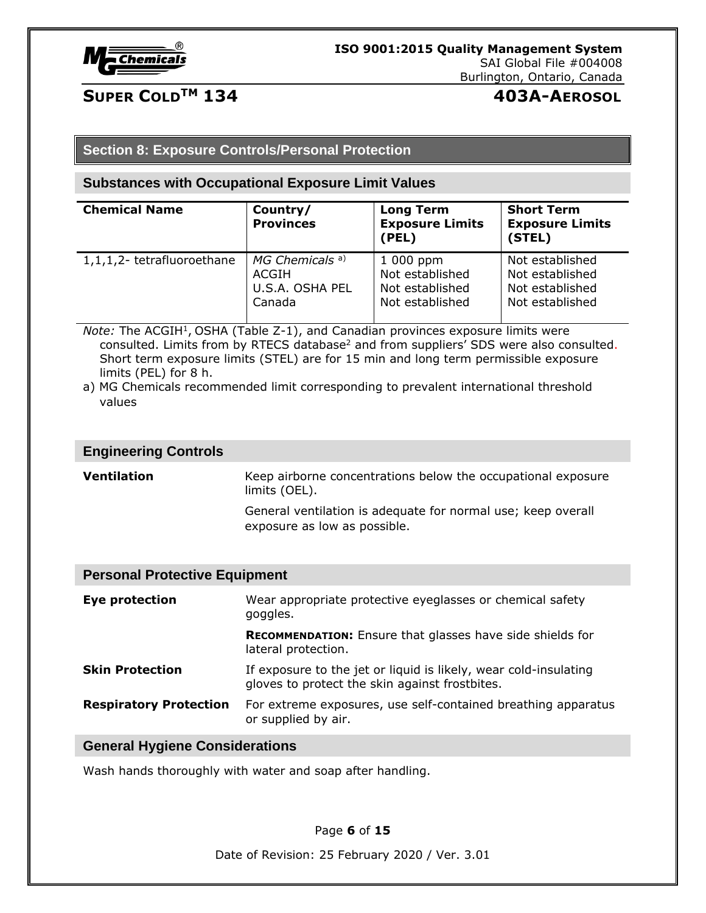## Section 8: Exposure Controls/Personal Protection

### Substances with Occupational Exposure Limit Values

| Chemical Name | Country/ Provinces | Long Term Exposure Limits (PEL) | Short Term Exposure Limits (STEL) |
|---|---|---|---|
| 1,1,1,2- tetrafluoroethane | *MG Chemicals* [a)]<br>ACGIH<br>U.S.A. OSHA PEL<br>Canada | 1 000 ppm<br>Not established<br>Not established<br>Not established | Not established<br>Not established<br>Not established<br>Not established |

*Note:* The ACGIH[1], OSHA (Table Z-1), and Canadian provinces exposure limits were consulted. Limits from by RTECS database[2] and from suppliers' SDS were also consulted. Short term exposure limits (STEL) are for 15 min and long term permissible exposure limits (PEL) for 8 h.

a) MG Chemicals recommended limit corresponding to prevalent international threshold values

### Engineering Controls

**Ventilation**

Keep airborne concentrations below the occupational exposure limits (OEL).

General ventilation is adequate for normal use; keep overall exposure as low as possible.

### Personal Protective Equipment

**Eye protection**

Wear appropriate protective eyeglasses or chemical safety goggles.

**RECOMMENDATION:** Ensure that glasses have side shields for lateral protection.

**Skin Protection**

If exposure to the jet or liquid is likely, wear cold-insulating gloves to protect the skin against frostbites.

**Respiratory Protection**

For extreme exposures, use self-contained breathing apparatus or supplied by air.

### General Hygiene Considerations

Wash hands thoroughly with water and soap after handling.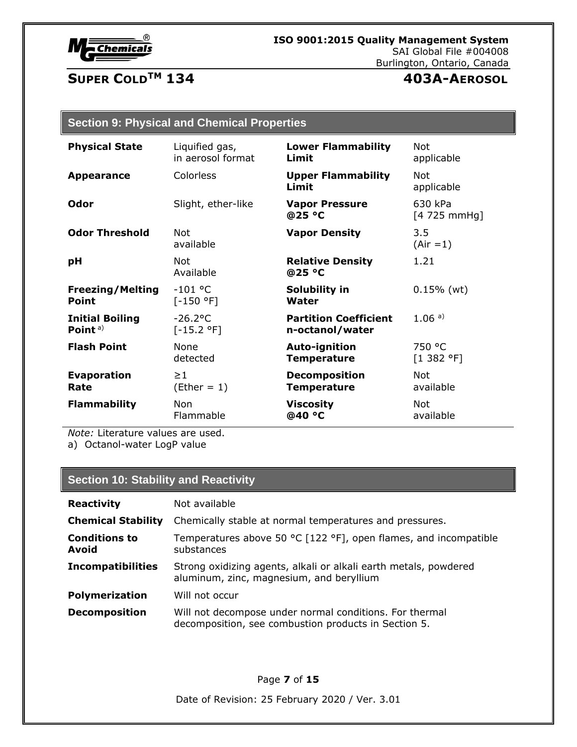## Section 9: Physical and Chemical Properties

| Property | Value | Property | Value |
|---|---|---|---|
| **Physical State** | Liquified gas, in aerosol format | **Lower Flammability Limit** | Not applicable |
| **Appearance** | Colorless | **Upper Flammability Limit** | Not applicable |
| **Odor** | Slight, ether-like | **Vapor Pressure @25 °C** | 630 kPa [4 725 mmHg] |
| **Odor Threshold** | Not available | **Vapor Density** | 3.5 (Air =1) |
| **pH** | Not Available | **Relative Density @25 °C** | 1.21 |
| **Freezing/Melting Point** | -101 °C [-150 °F] | **Solubility in Water** | 0.15% (wt) |
| **Initial Boiling Point** [a] | -26.2°C [-15.2 °F] | **Partition Coefficient n-octanol/water** | 1.06 [a] |
| **Flash Point** | None detected | **Auto-ignition Temperature** | 750 °C [1 382 °F] |
| **Evaporation Rate** | ≥1 (Ether = 1) | **Decomposition Temperature** | Not available |
| **Flammability** | Non Flammable | **Viscosity @40 °C** | Not available |

*Note:* Literature values are used.

a) Octanol-water LogP value

## Section 10: Stability and Reactivity

| | |
|---|---|
| **Reactivity** | Not available |
| **Chemical Stability** | Chemically stable at normal temperatures and pressures. |
| **Conditions to Avoid** | Temperatures above 50 °C [122 °F], open flames, and incompatible substances |
| **Incompatibilities** | Strong oxidizing agents, alkali or alkali earth metals, powdered aluminum, zinc, magnesium, and beryllium |
| **Polymerization** | Will not occur |
| **Decomposition** | Will not decompose under normal conditions. For thermal decomposition, see combustion products in Section 5. |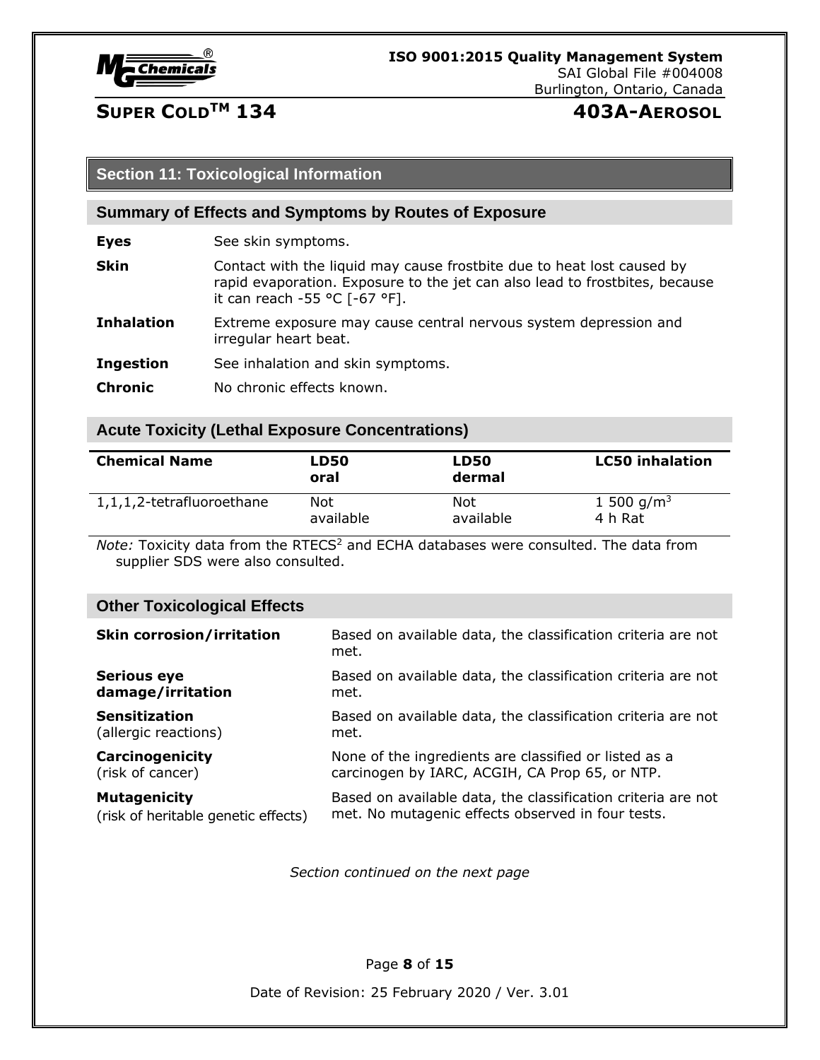## Section 11: Toxicological Information

### Summary of Effects and Symptoms by Routes of Exposure

**Eyes** See skin symptoms.

**Skin** Contact with the liquid may cause frostbite due to heat lost caused by rapid evaporation. Exposure to the jet can also lead to frostbites, because it can reach -55 °C [-67 °F].

**Inhalation** Extreme exposure may cause central nervous system depression and irregular heart beat.

**Ingestion** See inhalation and skin symptoms.

**Chronic** No chronic effects known.

### Acute Toxicity (Lethal Exposure Concentrations)

| Chemical Name | LD50 oral | LD50 dermal | LC50 inhalation |
|---|---|---|---|
| 1,1,1,2-tetrafluoroethane | Not available | Not available | 1 500 g/$m^3$ 4 h Rat |

*Note:* Toxicity data from the RTECS[2] and ECHA databases were consulted. The data from supplier SDS were also consulted.

### Other Toxicological Effects

**Skin corrosion/irritation** Based on available data, the classification criteria are not met.

**Serious eye damage/irritation** Based on available data, the classification criteria are not met.

**Sensitization** (allergic reactions) Based on available data, the classification criteria are not met.

**Carcinogenicity** (risk of cancer) None of the ingredients are classified or listed as a carcinogen by IARC, ACGIH, CA Prop 65, or NTP.

**Mutagenicity** (risk of heritable genetic effects) Based on available data, the classification criteria are not met. No mutagenic effects observed in four tests.

*Section continued on the next page*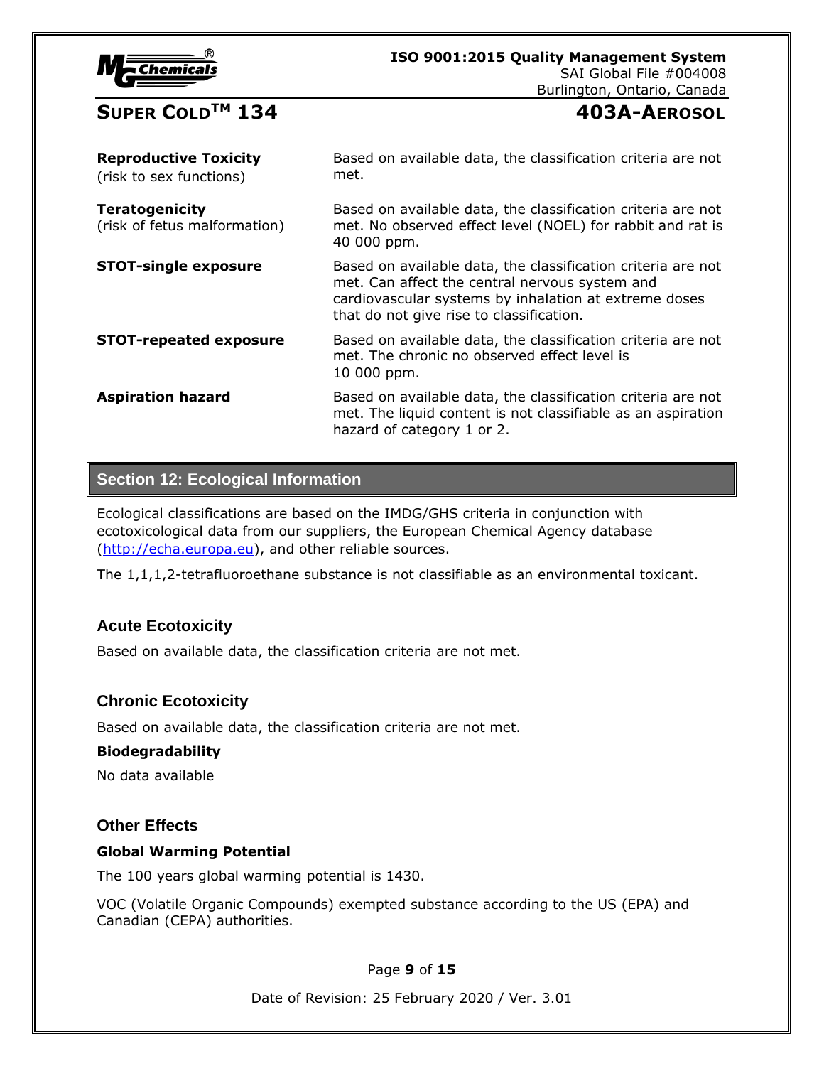**Reproductive Toxicity**
(risk to sex functions)

Based on available data, the classification criteria are not met.

**Teratogenicity**
(risk of fetus malformation)

Based on available data, the classification criteria are not met. No observed effect level (NOEL) for rabbit and rat is 40 000 ppm.

**STOT-single exposure**

Based on available data, the classification criteria are not met. Can affect the central nervous system and cardiovascular systems by inhalation at extreme doses that do not give rise to classification.

**STOT-repeated exposure**

Based on available data, the classification criteria are not met. The chronic no observed effect level is 10 000 ppm.

**Aspiration hazard**

Based on available data, the classification criteria are not met. The liquid content is not classifiable as an aspiration hazard of category 1 or 2.

## Section 12: Ecological Information

Ecological classifications are based on the IMDG/GHS criteria in conjunction with ecotoxicological data from our suppliers, the European Chemical Agency database (http://echa.europa.eu), and other reliable sources.

The 1,1,1,2-tetrafluoroethane substance is not classifiable as an environmental toxicant.

### Acute Ecotoxicity

Based on available data, the classification criteria are not met.

### Chronic Ecotoxicity

Based on available data, the classification criteria are not met.

**Biodegradability**

No data available

### Other Effects

**Global Warming Potential**

The 100 years global warming potential is 1430.

VOC (Volatile Organic Compounds) exempted substance according to the US (EPA) and Canadian (CEPA) authorities.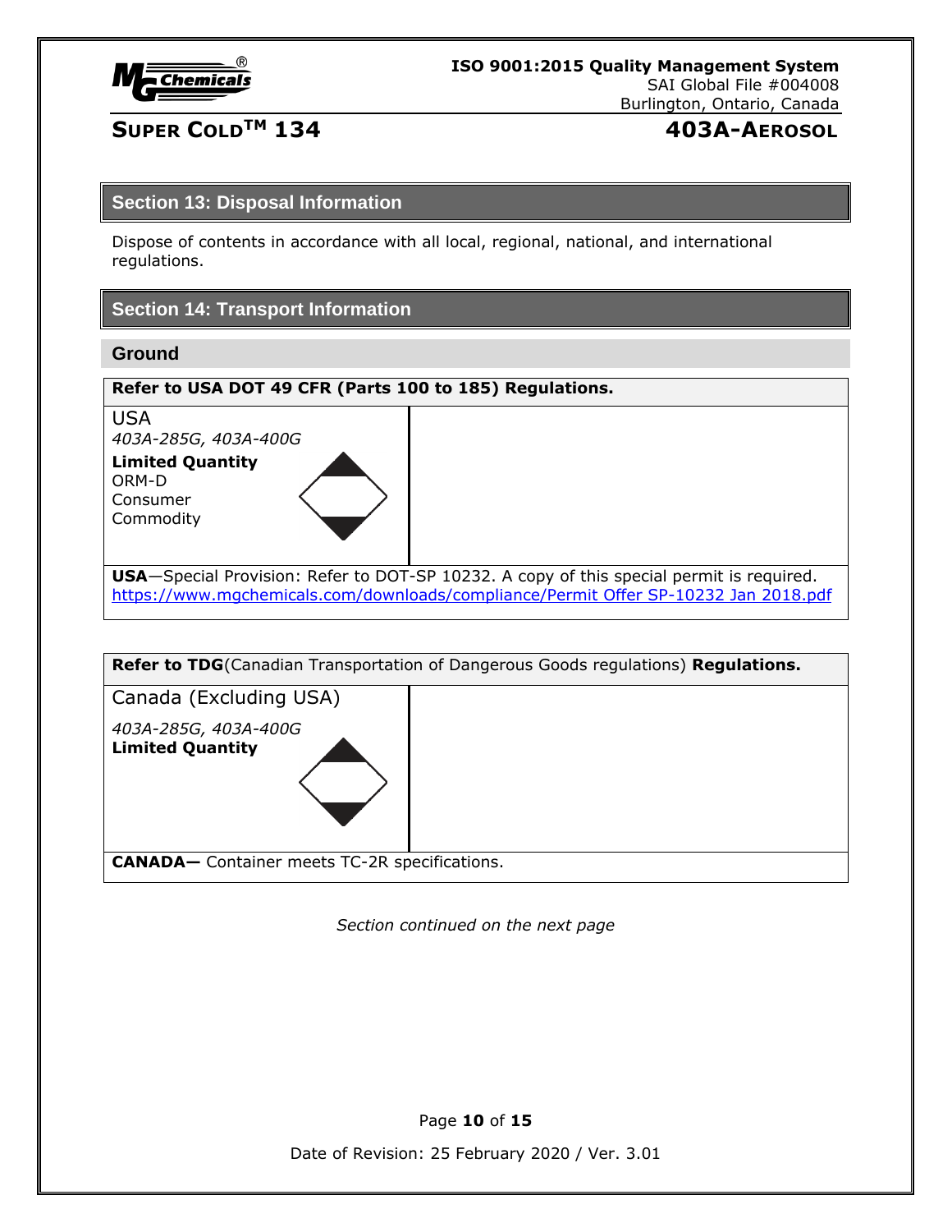## Section 13: Disposal Information

Dispose of contents in accordance with all local, regional, national, and international regulations.

## Section 14: Transport Information

### Ground

| **Refer to USA DOT 49 CFR (Parts 100 to 185) Regulations.** | |
|---|---|
| USA<br>*403A-285G, 403A-400G*<br>**Limited Quantity**<br>ORM-D<br>Consumer<br>Commodity | |
| **USA**—Special Provision: Refer to DOT-SP 10232. A copy of this special permit is required.<br>https://www.mgchemicals.com/downloads/compliance/Permit Offer SP-10232 Jan 2018.pdf | |

| **Refer to TDG**(Canadian Transportation of Dangerous Goods regulations) **Regulations.** | |
|---|---|
| Canada (Excluding USA)<br>*403A-285G, 403A-400G*<br>**Limited Quantity** | |
| **CANADA—** Container meets TC-2R specifications. | |

*Section continued on the next page*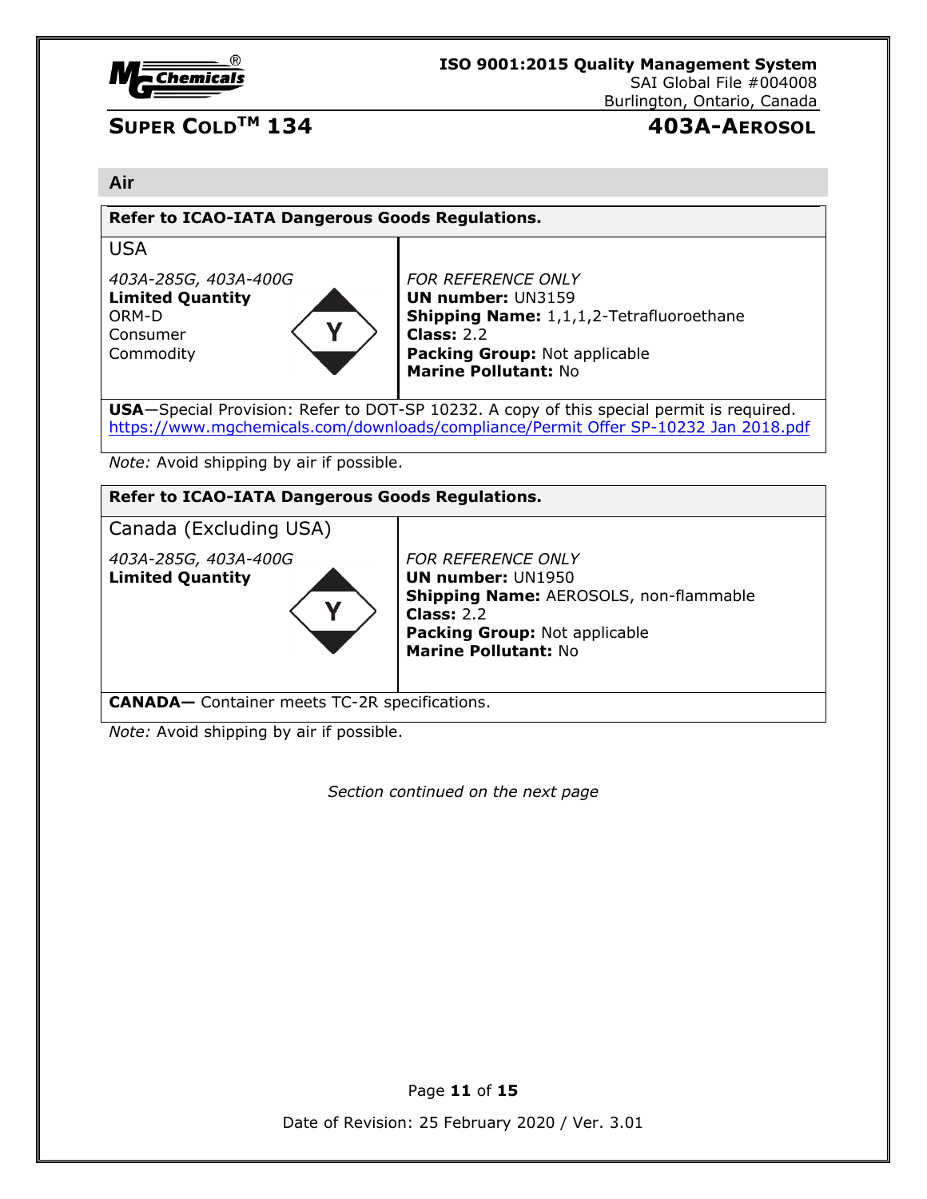## Air

**Refer to ICAO-IATA Dangerous Goods Regulations.**

| USA | |
|---|---|
| *403A-285G, 403A-400G*<br>**Limited Quantity**<br>ORM-D<br>Consumer<br>Commodity<br>Y | *FOR REFERENCE ONLY*<br>**UN number:** UN3159<br>**Shipping Name:** 1,1,1,2-Tetrafluoroethane<br>**Class:** 2.2<br>**Packing Group:** Not applicable<br>**Marine Pollutant:** No |

**USA**—Special Provision: Refer to DOT-SP 10232. A copy of this special permit is required. [https://www.mgchemicals.com/downloads/compliance/Permit Offer SP-10232 Jan 2018.pdf](https://www.mgchemicals.com/downloads/compliance/Permit Offer SP-10232 Jan 2018.pdf)

*Note:* Avoid shipping by air if possible.

**Refer to ICAO-IATA Dangerous Goods Regulations.**

| Canada (Excluding USA) | |
|---|---|
| *403A-285G, 403A-400G*<br>**Limited Quantity**<br>Y | *FOR REFERENCE ONLY*<br>**UN number:** UN1950<br>**Shipping Name:** AEROSOLS, non-flammable<br>**Class:** 2.2<br>**Packing Group:** Not applicable<br>**Marine Pollutant:** No |

**CANADA—** Container meets TC-2R specifications.

*Note:* Avoid shipping by air if possible.

*Section continued on the next page*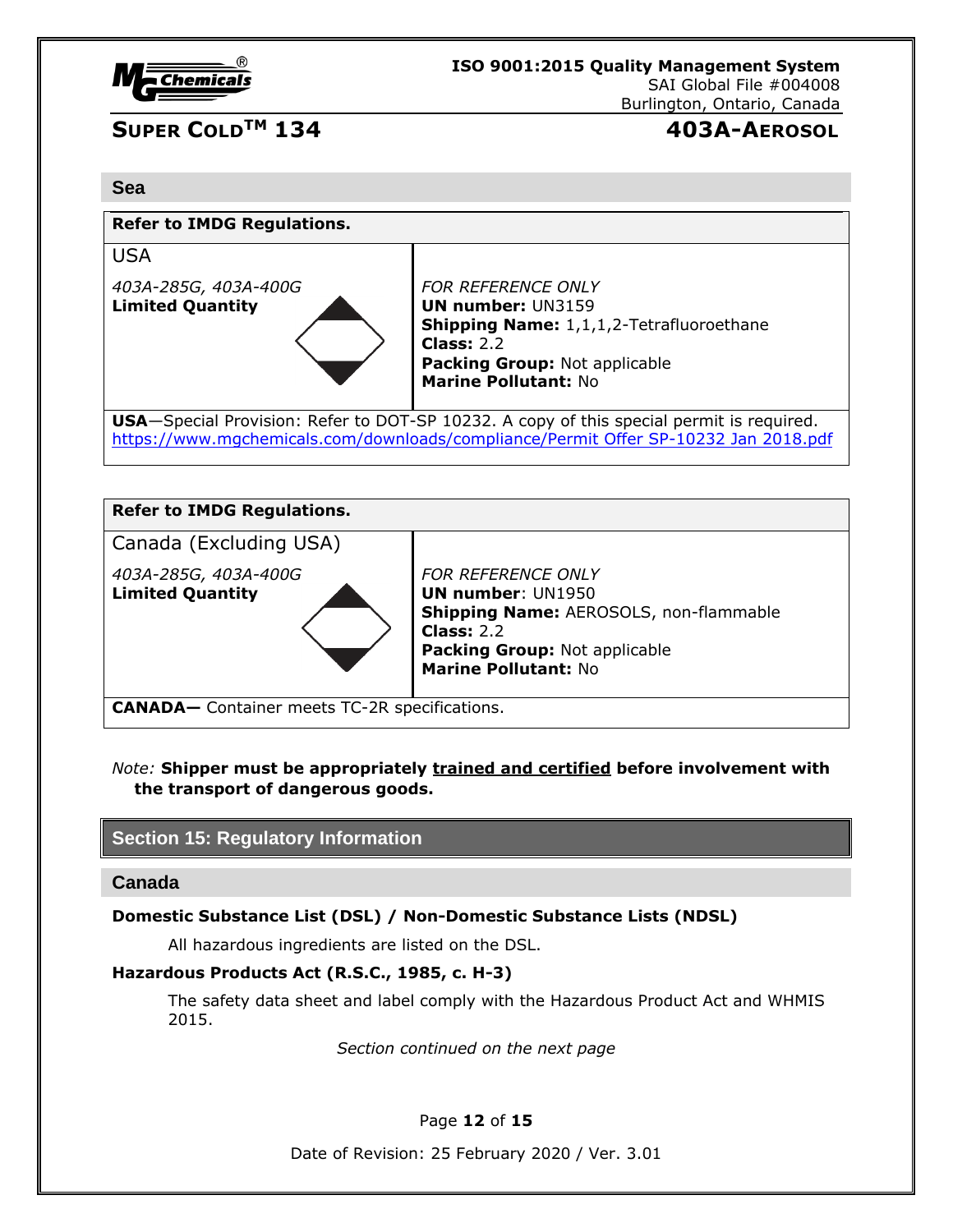### Sea

| Refer to IMDG Regulations. | |
|---|---|
| USA<br>*403A-285G, 403A-400G*<br>**Limited Quantity** | *FOR REFERENCE ONLY*<br>**UN number:** UN3159<br>**Shipping Name:** 1,1,1,2-Tetrafluoroethane<br>**Class:** 2.2<br>**Packing Group:** Not applicable<br>**Marine Pollutant:** No |
| **USA**—Special Provision: Refer to DOT-SP 10232. A copy of this special permit is required. https://www.mgchemicals.com/downloads/compliance/Permit Offer SP-10232 Jan 2018.pdf | |

| Refer to IMDG Regulations. | |
|---|---|
| Canada (Excluding USA)<br>*403A-285G, 403A-400G*<br>**Limited Quantity** | *FOR REFERENCE ONLY*<br>**UN number**: UN1950<br>**Shipping Name:** AEROSOLS, non-flammable<br>**Class:** 2.2<br>**Packing Group:** Not applicable<br>**Marine Pollutant:** No |
| **CANADA—** Container meets TC-2R specifications. | |

*Note:* **Shipper must be appropriately trained and certified before involvement with the transport of dangerous goods.**

## Section 15: Regulatory Information

### Canada

**Domestic Substance List (DSL) / Non-Domestic Substance Lists (NDSL)**

All hazardous ingredients are listed on the DSL.

**Hazardous Products Act (R.S.C., 1985, c. H-3)**

The safety data sheet and label comply with the Hazardous Product Act and WHMIS 2015.

*Section continued on the next page*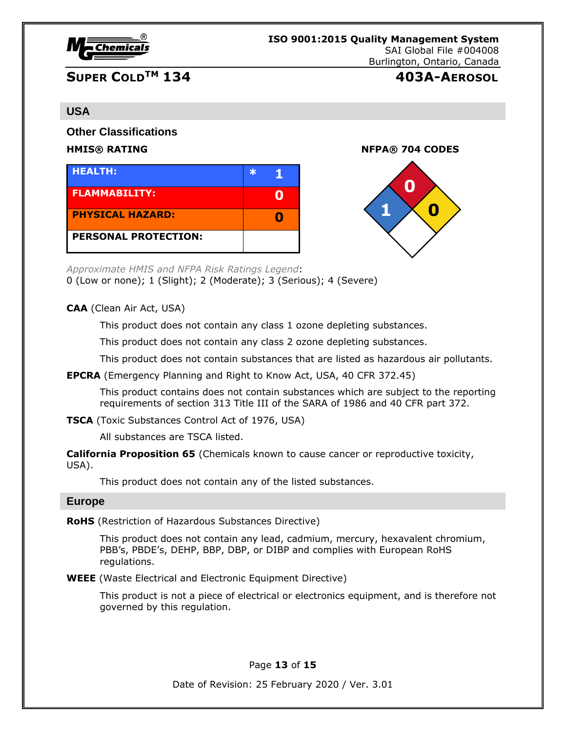## USA

### Other Classifications

**HMIS® RATING**

| HEALTH: | * 1 |
|---|---|
| FLAMMABILITY: | 0 |
| PHYSICAL HAZARD: | 0 |
| PERSONAL PROTECTION: | |

**NFPA® 704 CODES**

| Health | Flammability | Instability | Special |
|---|---|---|---|
| 1 | 0 | 0 | |

*Approximate HMIS and NFPA Risk Ratings Legend*:
0 (Low or none); 1 (Slight); 2 (Moderate); 3 (Serious); 4 (Severe)

**CAA** (Clean Air Act, USA)

This product does not contain any class 1 ozone depleting substances.

This product does not contain any class 2 ozone depleting substances.

This product does not contain substances that are listed as hazardous air pollutants.

**EPCRA** (Emergency Planning and Right to Know Act, USA, 40 CFR 372.45)

This product contains does not contain substances which are subject to the reporting requirements of section 313 Title III of the SARA of 1986 and 40 CFR part 372.

**TSCA** (Toxic Substances Control Act of 1976, USA)

All substances are TSCA listed.

**California Proposition 65** (Chemicals known to cause cancer or reproductive toxicity, USA).

This product does not contain any of the listed substances.

## Europe

**RoHS** (Restriction of Hazardous Substances Directive)

This product does not contain any lead, cadmium, mercury, hexavalent chromium, PBB's, PBDE's, DEHP, BBP, DBP, or DIBP and complies with European RoHS regulations.

**WEEE** (Waste Electrical and Electronic Equipment Directive)

This product is not a piece of electrical or electronics equipment, and is therefore not governed by this regulation.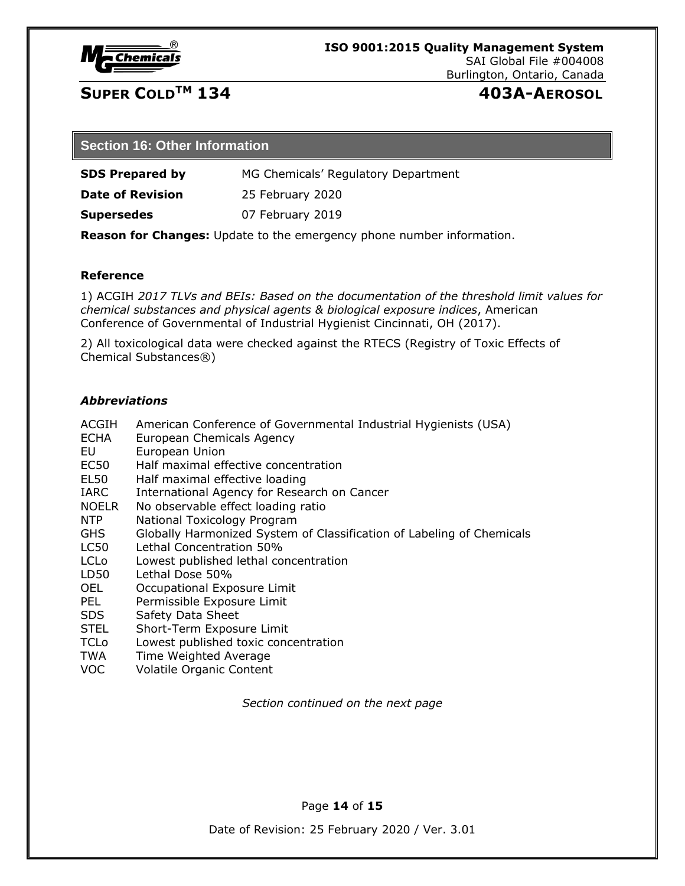## Section 16: Other Information

| | |
|---|---|
| **SDS Prepared by** | MG Chemicals' Regulatory Department |
| **Date of Revision** | 25 February 2020 |
| **Supersedes** | 07 February 2019 |

**Reason for Changes:** Update to the emergency phone number information.

### Reference

1) ACGIH *2017 TLVs and BEIs: Based on the documentation of the threshold limit values for chemical substances and physical agents & biological exposure indices*, American Conference of Governmental of Industrial Hygienist Cincinnati, OH (2017).

2) All toxicological data were checked against the RTECS (Registry of Toxic Effects of Chemical Substances®)

### *Abbreviations*

| | |
|---|---|
| ACGIH | American Conference of Governmental Industrial Hygienists (USA) |
| ECHA | European Chemicals Agency |
| EU | European Union |
| EC50 | Half maximal effective concentration |
| EL50 | Half maximal effective loading |
| IARC | International Agency for Research on Cancer |
| NOELR | No observable effect loading ratio |
| NTP | National Toxicology Program |
| GHS | Globally Harmonized System of Classification of Labeling of Chemicals |
| LC50 | Lethal Concentration 50% |
| LCLo | Lowest published lethal concentration |
| LD50 | Lethal Dose 50% |
| OEL | Occupational Exposure Limit |
| PEL | Permissible Exposure Limit |
| SDS | Safety Data Sheet |
| STEL | Short-Term Exposure Limit |
| TCLo | Lowest published toxic concentration |
| TWA | Time Weighted Average |
| VOC | Volatile Organic Content |

*Section continued on the next page*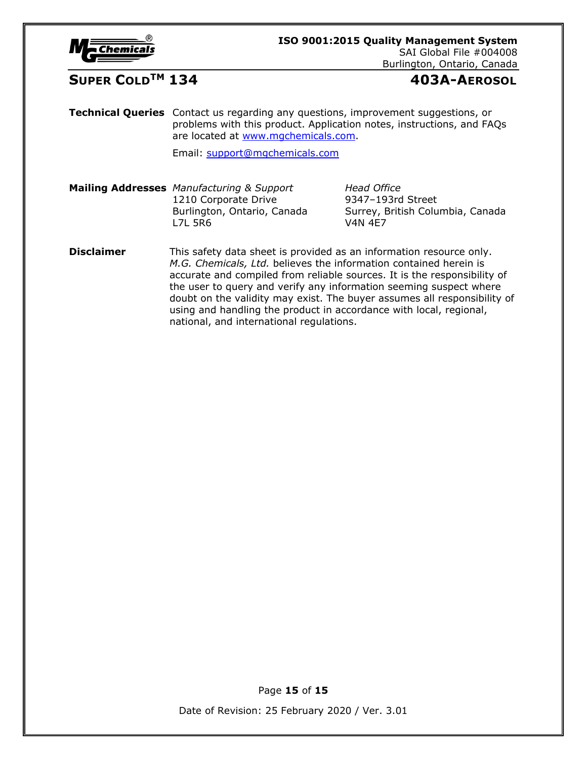**Technical Queries** Contact us regarding any questions, improvement suggestions, or problems with this product. Application notes, instructions, and FAQs are located at [www.mgchemicals.com](http://www.mgchemicals.com).

Email: [support@mgchemicals.com](mailto:support@mgchemicals.com)

**Mailing Addresses**

*Manufacturing & Support*
1210 Corporate Drive
Burlington, Ontario, Canada
L7L 5R6

*Head Office*
9347–193rd Street
Surrey, British Columbia, Canada
V4N 4E7

**Disclaimer** This safety data sheet is provided as an information resource only. *M.G. Chemicals, Ltd.* believes the information contained herein is accurate and compiled from reliable sources. It is the responsibility of the user to query and verify any information seeming suspect where doubt on the validity may exist. The buyer assumes all responsibility of using and handling the product in accordance with local, regional, national, and international regulations.